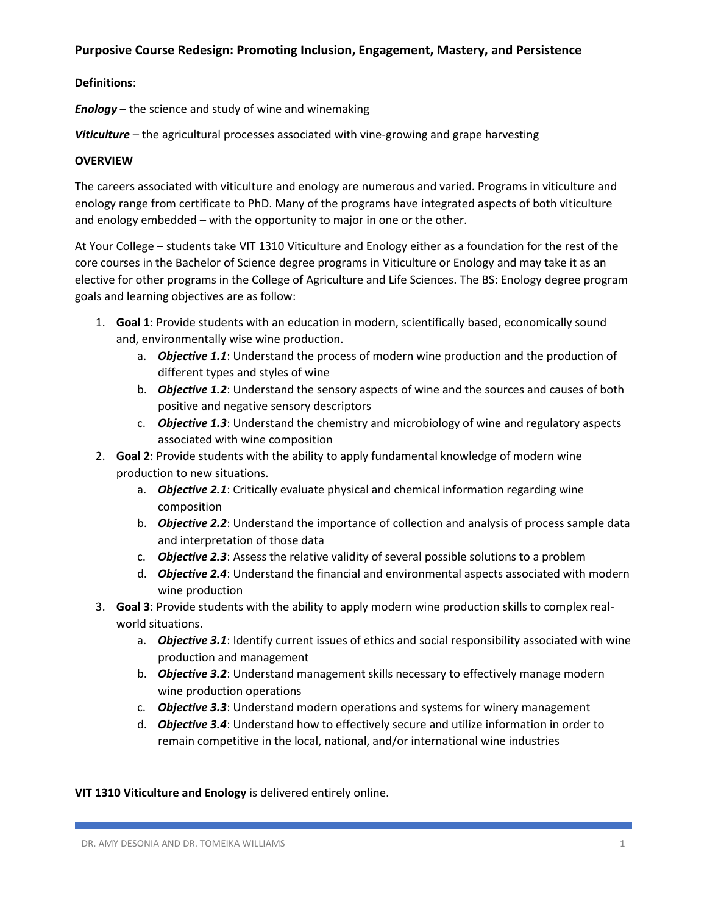# Purposive Course Redesign: Promoting Inclusion, Engagement, Mastery, and Persistence

**Definitions**:

***Enology*** – the science and study of wine and winemaking

***Viticulture*** – the agricultural processes associated with vine-growing and grape harvesting

## OVERVIEW

The careers associated with viticulture and enology are numerous and varied. Programs in viticulture and enology range from certificate to PhD. Many of the programs have integrated aspects of both viticulture and enology embedded – with the opportunity to major in one or the other.

At Your College – students take VIT 1310 Viticulture and Enology either as a foundation for the rest of the core courses in the Bachelor of Science degree programs in Viticulture or Enology and may take it as an elective for other programs in the College of Agriculture and Life Sciences. The BS: Enology degree program goals and learning objectives are as follow:

1. **Goal 1**: Provide students with an education in modern, scientifically based, economically sound and, environmentally wise wine production.
   a. ***Objective 1.1***: Understand the process of modern wine production and the production of different types and styles of wine
   b. ***Objective 1.2***: Understand the sensory aspects of wine and the sources and causes of both positive and negative sensory descriptors
   c. ***Objective 1.3***: Understand the chemistry and microbiology of wine and regulatory aspects associated with wine composition
2. **Goal 2**: Provide students with the ability to apply fundamental knowledge of modern wine production to new situations.
   a. ***Objective 2.1***: Critically evaluate physical and chemical information regarding wine composition
   b. ***Objective 2.2***: Understand the importance of collection and analysis of process sample data and interpretation of those data
   c. ***Objective 2.3***: Assess the relative validity of several possible solutions to a problem
   d. ***Objective 2.4***: Understand the financial and environmental aspects associated with modern wine production
3. **Goal 3**: Provide students with the ability to apply modern wine production skills to complex real-world situations.
   a. ***Objective 3.1***: Identify current issues of ethics and social responsibility associated with wine production and management
   b. ***Objective 3.2***: Understand management skills necessary to effectively manage modern wine production operations
   c. ***Objective 3.3***: Understand modern operations and systems for winery management
   d. ***Objective 3.4***: Understand how to effectively secure and utilize information in order to remain competitive in the local, national, and/or international wine industries

**VIT 1310 Viticulture and Enology** is delivered entirely online.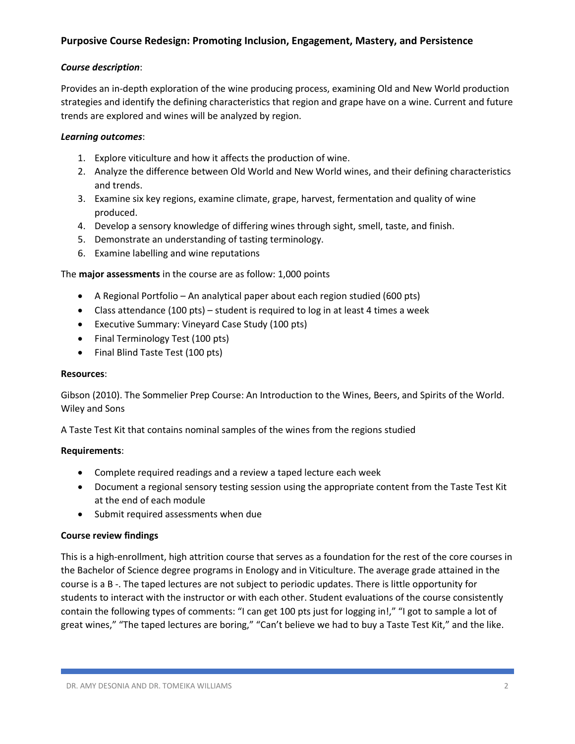**Purposive Course Redesign: Promoting Inclusion, Engagement, Mastery, and Persistence**

***Course description***:

Provides an in-depth exploration of the wine producing process, examining Old and New World production strategies and identify the defining characteristics that region and grape have on a wine. Current and future trends are explored and wines will be analyzed by region.

***Learning outcomes***:

1. Explore viticulture and how it affects the production of wine.
2. Analyze the difference between Old World and New World wines, and their defining characteristics and trends.
3. Examine six key regions, examine climate, grape, harvest, fermentation and quality of wine produced.
4. Develop a sensory knowledge of differing wines through sight, smell, taste, and finish.
5. Demonstrate an understanding of tasting terminology.
6. Examine labelling and wine reputations

The **major assessments** in the course are as follow: 1,000 points

- A Regional Portfolio – An analytical paper about each region studied (600 pts)
- Class attendance (100 pts) – student is required to log in at least 4 times a week
- Executive Summary: Vineyard Case Study (100 pts)
- Final Terminology Test (100 pts)
- Final Blind Taste Test (100 pts)

**Resources**:

Gibson (2010). The Sommelier Prep Course: An Introduction to the Wines, Beers, and Spirits of the World. Wiley and Sons

A Taste Test Kit that contains nominal samples of the wines from the regions studied

**Requirements**:

- Complete required readings and a review a taped lecture each week
- Document a regional sensory testing session using the appropriate content from the Taste Test Kit at the end of each module
- Submit required assessments when due

**Course review findings**

This is a high-enrollment, high attrition course that serves as a foundation for the rest of the core courses in the Bachelor of Science degree programs in Enology and in Viticulture. The average grade attained in the course is a B -. The taped lectures are not subject to periodic updates. There is little opportunity for students to interact with the instructor or with each other. Student evaluations of the course consistently contain the following types of comments: "I can get 100 pts just for logging in!," "I got to sample a lot of great wines," "The taped lectures are boring," "Can't believe we had to buy a Taste Test Kit," and the like.